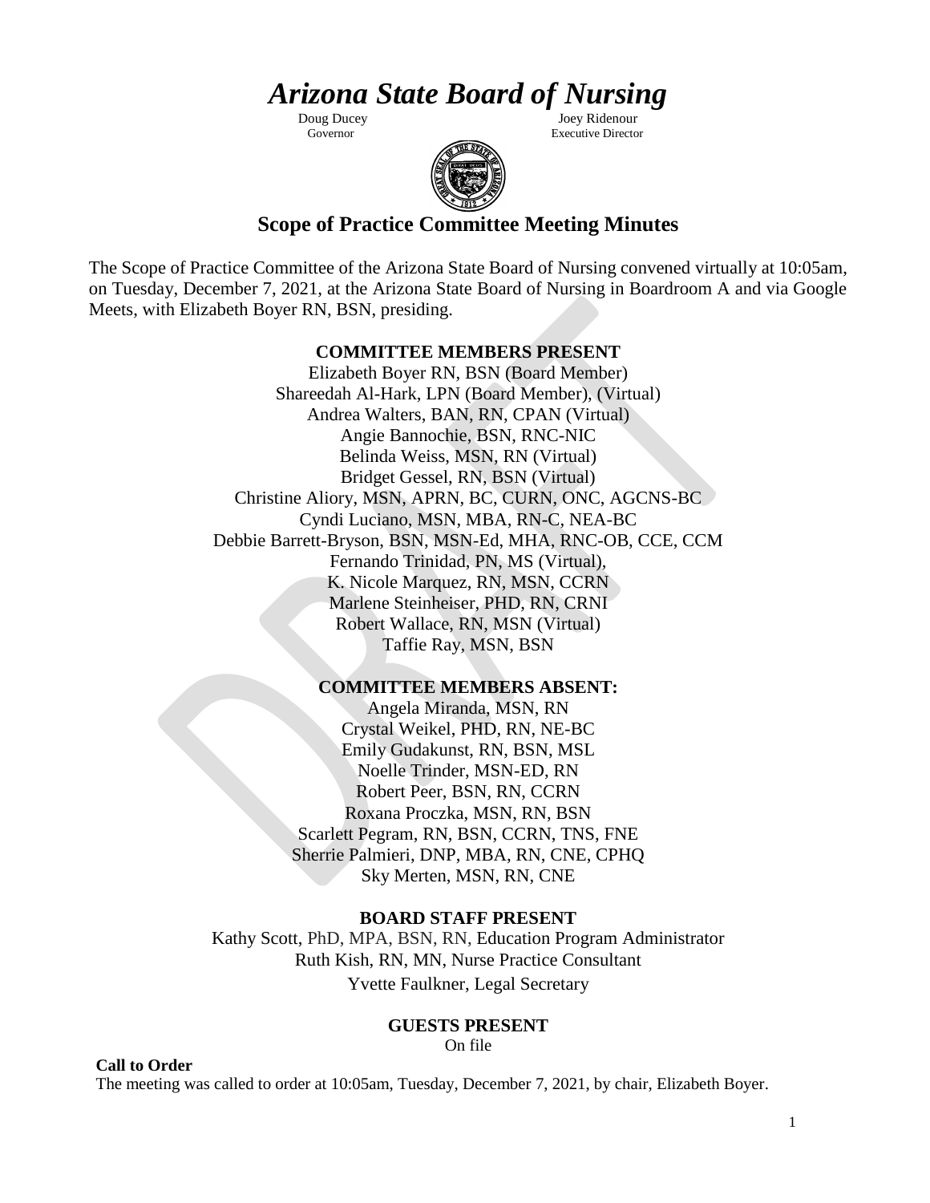# *Arizona State Board of Nursing*

Doug Ducey
Governor

Joey Ridenour
Executive Director

## Scope of Practice Committee Meeting Minutes

The Scope of Practice Committee of the Arizona State Board of Nursing convened virtually at 10:05am, on Tuesday, December 7, 2021, at the Arizona State Board of Nursing in Boardroom A and via Google Meets, with Elizabeth Boyer RN, BSN, presiding.

**COMMITTEE MEMBERS PRESENT**

Elizabeth Boyer RN, BSN (Board Member)
Shareedah Al-Hark, LPN (Board Member), (Virtual)
Andrea Walters, BAN, RN, CPAN (Virtual)
Angie Bannochie, BSN, RNC-NIC
Belinda Weiss, MSN, RN (Virtual)
Bridget Gessel, RN, BSN (Virtual)
Christine Aliory, MSN, APRN, BC, CURN, ONC, AGCNS-BC
Cyndi Luciano, MSN, MBA, RN-C, NEA-BC
Debbie Barrett-Bryson, BSN, MSN-Ed, MHA, RNC-OB, CCE, CCM
Fernando Trinidad, PN, MS (Virtual),
K. Nicole Marquez, RN, MSN, CCRN
Marlene Steinheiser, PHD, RN, CRNI
Robert Wallace, RN, MSN (Virtual)
Taffie Ray, MSN, BSN

**COMMITTEE MEMBERS ABSENT:**

Angela Miranda, MSN, RN
Crystal Weikel, PHD, RN, NE-BC
Emily Gudakunst, RN, BSN, MSL
Noelle Trinder, MSN-ED, RN
Robert Peer, BSN, RN, CCRN
Roxana Proczka, MSN, RN, BSN
Scarlett Pegram, RN, BSN, CCRN, TNS, FNE
Sherrie Palmieri, DNP, MBA, RN, CNE, CPHQ
Sky Merten, MSN, RN, CNE

**BOARD STAFF PRESENT**

Kathy Scott, PhD, MPA, BSN, RN, Education Program Administrator
Ruth Kish, RN, MN, Nurse Practice Consultant
Yvette Faulkner, Legal Secretary

**GUESTS PRESENT**

On file

**Call to Order**

The meeting was called to order at 10:05am, Tuesday, December 7, 2021, by chair, Elizabeth Boyer.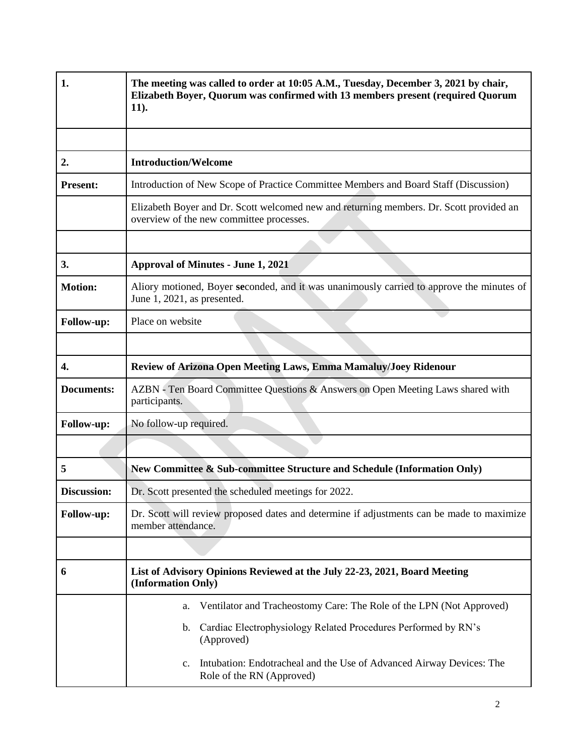| | |
|---|---|
| **1.** | **The meeting was called to order at 10:05 A.M., Tuesday, December 3, 2021 by chair, Elizabeth Boyer, Quorum was confirmed with 13 members present (required Quorum 11).** |
| | |
| **2.** | **Introduction/Welcome** |
| **Present:** | Introduction of New Scope of Practice Committee Members and Board Staff (Discussion) |
| | Elizabeth Boyer and Dr. Scott welcomed new and returning members. Dr. Scott provided an overview of the new committee processes. |
| | |
| **3.** | **Approval of Minutes - June 1, 2021** |
| **Motion:** | Aliory motioned, Boyer seconded, and it was unanimously carried to approve the minutes of June 1, 2021, as presented. |
| **Follow-up:** | Place on website |
| | |
| **4.** | **Review of Arizona Open Meeting Laws, Emma Mamaluy/Joey Ridenour** |
| **Documents:** | AZBN - Ten Board Committee Questions & Answers on Open Meeting Laws shared with participants. |
| **Follow-up:** | No follow-up required. |
| | |
| **5** | **New Committee & Sub-committee Structure and Schedule (Information Only)** |
| **Discussion:** | Dr. Scott presented the scheduled meetings for 2022. |
| **Follow-up:** | Dr. Scott will review proposed dates and determine if adjustments can be made to maximize member attendance. |
| | |
| **6** | **List of Advisory Opinions Reviewed at the July 22-23, 2021, Board Meeting (Information Only)** |
| | a. Ventilator and Tracheostomy Care: The Role of the LPN (Not Approved)<br>b. Cardiac Electrophysiology Related Procedures Performed by RN's (Approved)<br>c. Intubation: Endotracheal and the Use of Advanced Airway Devices: The Role of the RN (Approved) |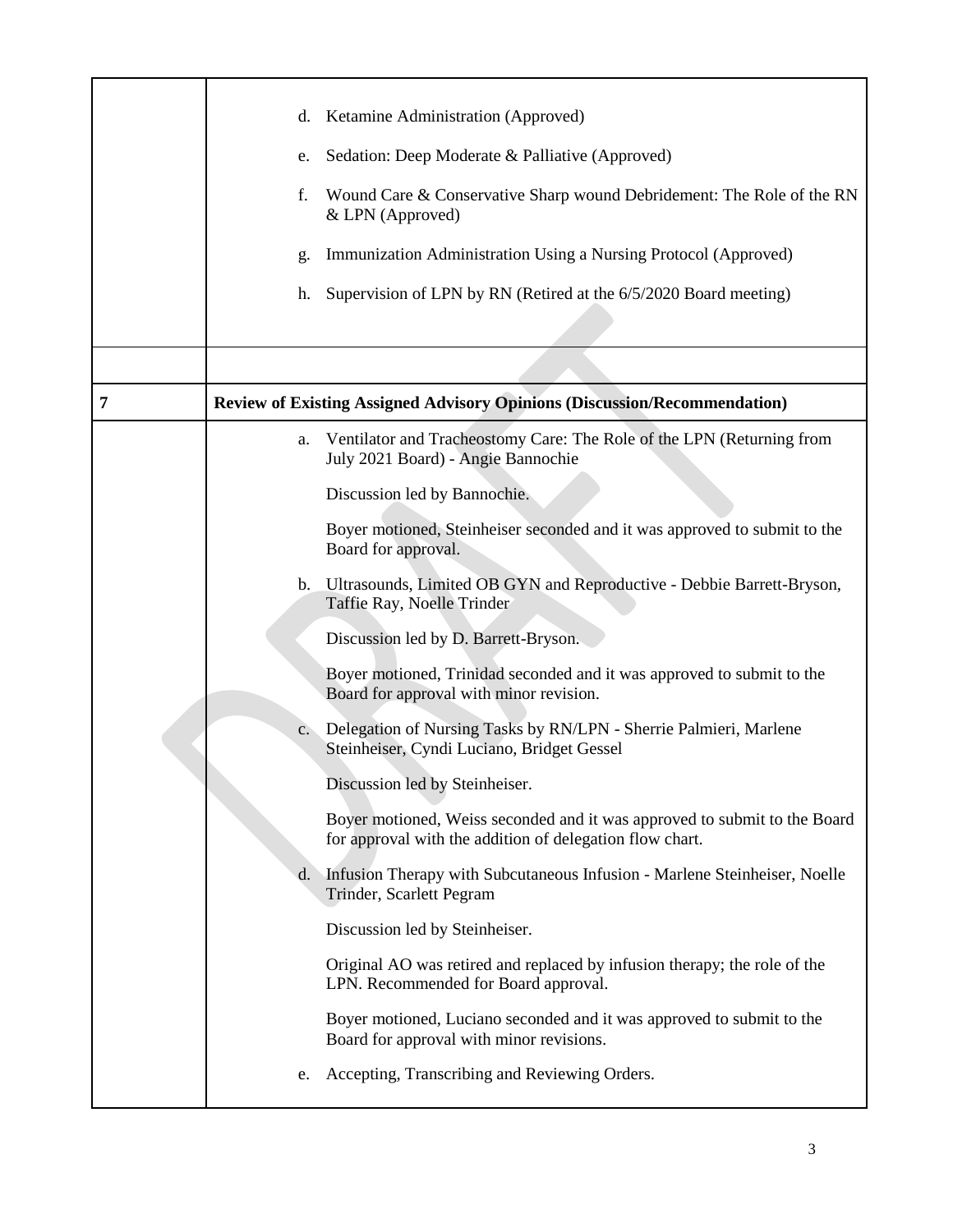| | |
|---|---|
| | d. Ketamine Administration (Approved)<br><br>e. Sedation: Deep Moderate & Palliative (Approved)<br><br>f. Wound Care & Conservative Sharp wound Debridement: The Role of the RN & LPN (Approved)<br><br>g. Immunization Administration Using a Nursing Protocol (Approved)<br><br>h. Supervision of LPN by RN (Retired at the 6/5/2020 Board meeting) |
| | |
| 7 | **Review of Existing Assigned Advisory Opinions (Discussion/Recommendation)** |
| | a. Ventilator and Tracheostomy Care: The Role of the LPN (Returning from July 2021 Board) - Angie Bannochie<br><br>Discussion led by Bannochie.<br><br>Boyer motioned, Steinheiser seconded and it was approved to submit to the Board for approval.<br><br>b. Ultrasounds, Limited OB GYN and Reproductive - Debbie Barrett-Bryson, Taffie Ray, Noelle Trinder<br><br>Discussion led by D. Barrett-Bryson.<br><br>Boyer motioned, Trinidad seconded and it was approved to submit to the Board for approval with minor revision.<br><br>c. Delegation of Nursing Tasks by RN/LPN - Sherrie Palmieri, Marlene Steinheiser, Cyndi Luciano, Bridget Gessel<br><br>Discussion led by Steinheiser.<br><br>Boyer motioned, Weiss seconded and it was approved to submit to the Board for approval with the addition of delegation flow chart.<br><br>d. Infusion Therapy with Subcutaneous Infusion - Marlene Steinheiser, Noelle Trinder, Scarlett Pegram<br><br>Discussion led by Steinheiser.<br><br>Original AO was retired and replaced by infusion therapy; the role of the LPN. Recommended for Board approval.<br><br>Boyer motioned, Luciano seconded and it was approved to submit to the Board for approval with minor revisions.<br><br>e. Accepting, Transcribing and Reviewing Orders. |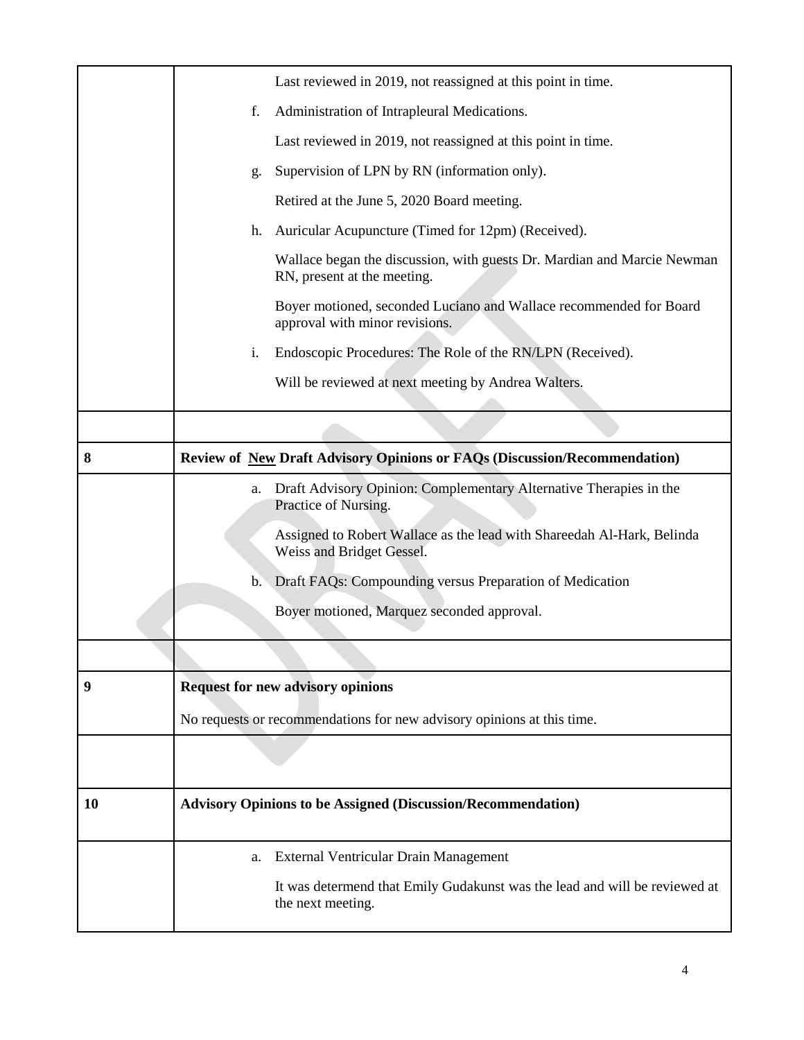| | |
|---|---|
| | Last reviewed in 2019, not reassigned at this point in time.<br><br>f. Administration of Intrapleural Medications.<br><br>Last reviewed in 2019, not reassigned at this point in time.<br><br>g. Supervision of LPN by RN (information only).<br><br>Retired at the June 5, 2020 Board meeting.<br><br>h. Auricular Acupuncture (Timed for 12pm) (Received).<br><br>Wallace began the discussion, with guests Dr. Mardian and Marcie Newman RN, present at the meeting.<br><br>Boyer motioned, seconded Luciano and Wallace recommended for Board approval with minor revisions.<br><br>i. Endoscopic Procedures: The Role of the RN/LPN (Received).<br><br>Will be reviewed at next meeting by Andrea Walters. |
| | |
| **8** | **Review of <u>New</u> Draft Advisory Opinions or FAQs (Discussion/Recommendation)** |
| | a. Draft Advisory Opinion: Complementary Alternative Therapies in the Practice of Nursing.<br><br>Assigned to Robert Wallace as the lead with Shareedah Al-Hark, Belinda Weiss and Bridget Gessel.<br><br>b. Draft FAQs: Compounding versus Preparation of Medication<br><br>Boyer motioned, Marquez seconded approval. |
| | |
| **9** | **Request for new advisory opinions**<br><br>No requests or recommendations for new advisory opinions at this time. |
| | |
| **10** | **Advisory Opinions to be Assigned (Discussion/Recommendation)** |
| | a. External Ventricular Drain Management<br><br>It was determend that Emily Gudakunst was the lead and will be reviewed at the next meeting. |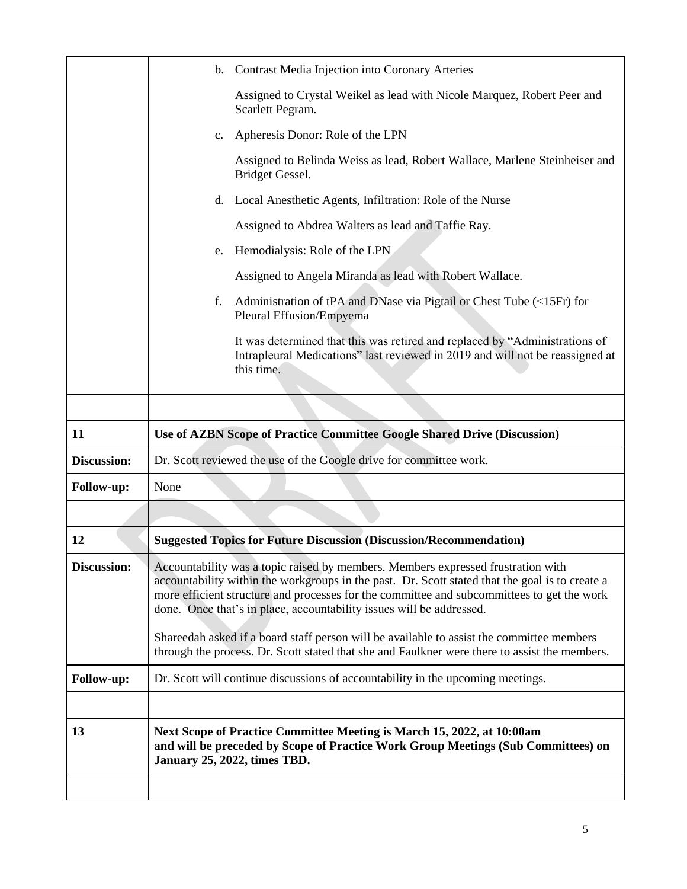| | |
|---|---|
| | b. Contrast Media Injection into Coronary Arteries<br><br>Assigned to Crystal Weikel as lead with Nicole Marquez, Robert Peer and Scarlett Pegram.<br><br>c. Apheresis Donor: Role of the LPN<br><br>Assigned to Belinda Weiss as lead, Robert Wallace, Marlene Steinheiser and Bridget Gessel.<br><br>d. Local Anesthetic Agents, Infiltration: Role of the Nurse<br><br>Assigned to Abdrea Walters as lead and Taffie Ray.<br><br>e. Hemodialysis: Role of the LPN<br><br>Assigned to Angela Miranda as lead with Robert Wallace.<br><br>f. Administration of tPA and DNase via Pigtail or Chest Tube (<15Fr) for Pleural Effusion/Empyema<br><br>It was determined that this was retired and replaced by "Administrations of Intrapleural Medications" last reviewed in 2019 and will not be reassigned at this time. |
| | |
| **11** | **Use of AZBN Scope of Practice Committee Google Shared Drive (Discussion)** |
| **Discussion:** | Dr. Scott reviewed the use of the Google drive for committee work. |
| **Follow-up:** | None |
| | |
| **12** | **Suggested Topics for Future Discussion (Discussion/Recommendation)** |
| **Discussion:** | Accountability was a topic raised by members. Members expressed frustration with accountability within the workgroups in the past. Dr. Scott stated that the goal is to create a more efficient structure and processes for the committee and subcommittees to get the work done. Once that's in place, accountability issues will be addressed.<br><br>Shareedah asked if a board staff person will be available to assist the committee members through the process. Dr. Scott stated that she and Faulkner were there to assist the members. |
| **Follow-up:** | Dr. Scott will continue discussions of accountability in the upcoming meetings. |
| | |
| **13** | **Next Scope of Practice Committee Meeting is March 15, 2022, at 10:00am and will be preceded by Scope of Practice Work Group Meetings (Sub Committees) on January 25, 2022, times TBD.** |
| | |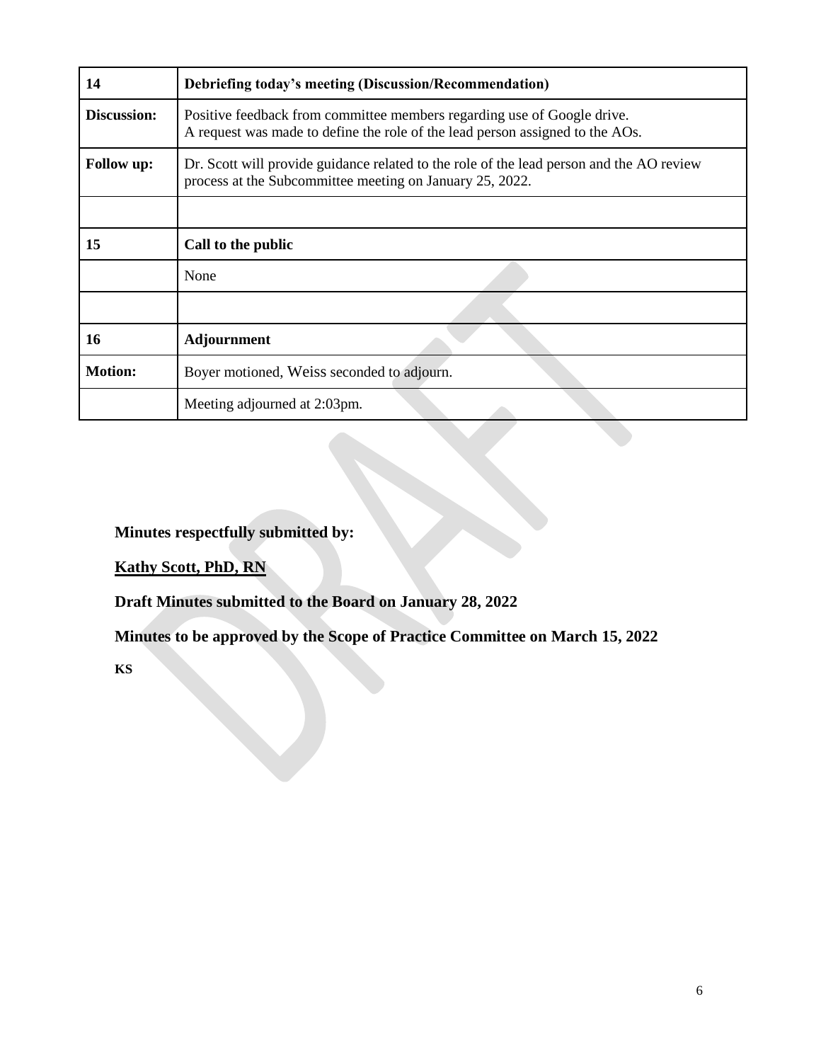| | |
|---|---|
| **14** | **Debriefing today's meeting (Discussion/Recommendation)** |
| **Discussion:** | Positive feedback from committee members regarding use of Google drive.<br>A request was made to define the role of the lead person assigned to the AOs. |
| **Follow up:** | Dr. Scott will provide guidance related to the role of the lead person and the AO review process at the Subcommittee meeting on January 25, 2022. |
| | |
| **15** | **Call to the public** |
| | None |
| | |
| **16** | **Adjournment** |
| **Motion:** | Boyer motioned, Weiss seconded to adjourn. |
| | Meeting adjourned at 2:03pm. |

**Minutes respectfully submitted by:**

**<u>Kathy Scott, PhD, RN</u>**

**Draft Minutes submitted to the Board on January 28, 2022**

**Minutes to be approved by the Scope of Practice Committee on March 15, 2022**

**KS**